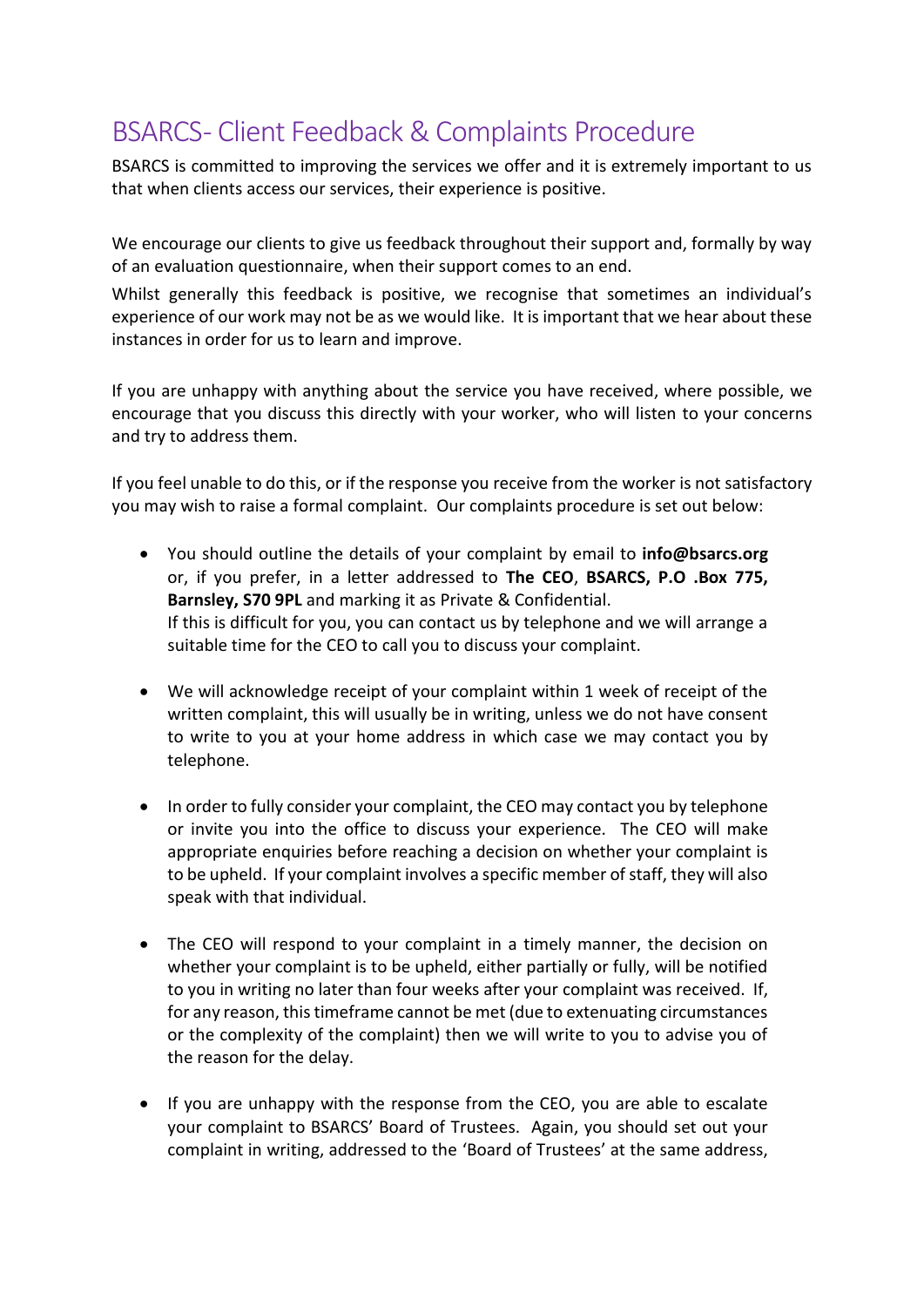# BSARCS- Client Feedback & Complaints Procedure

BSARCS is committed to improving the services we offer and it is extremely important to us that when clients access our services, their experience is positive.

We encourage our clients to give us feedback throughout their support and, formally by way of an evaluation questionnaire, when their support comes to an end.

Whilst generally this feedback is positive, we recognise that sometimes an individual's experience of our work may not be as we would like. It is important that we hear about these instances in order for us to learn and improve.

If you are unhappy with anything about the service you have received, where possible, we encourage that you discuss this directly with your worker, who will listen to your concerns and try to address them.

If you feel unable to do this, or if the response you receive from the worker is not satisfactory you may wish to raise a formal complaint. Our complaints procedure is set out below:

- You should outline the details of your complaint by email to **info@bsarcs.org** or, if you prefer, in a letter addressed to **The CEO**, **BSARCS, P.O .Box 775, Barnsley, S70 9PL** and marking it as Private & Confidential.
  If this is difficult for you, you can contact us by telephone and we will arrange a suitable time for the CEO to call you to discuss your complaint.

- We will acknowledge receipt of your complaint within 1 week of receipt of the written complaint, this will usually be in writing, unless we do not have consent to write to you at your home address in which case we may contact you by telephone.

- In order to fully consider your complaint, the CEO may contact you by telephone or invite you into the office to discuss your experience. The CEO will make appropriate enquiries before reaching a decision on whether your complaint is to be upheld. If your complaint involves a specific member of staff, they will also speak with that individual.

- The CEO will respond to your complaint in a timely manner, the decision on whether your complaint is to be upheld, either partially or fully, will be notified to you in writing no later than four weeks after your complaint was received. If, for any reason, this timeframe cannot be met (due to extenuating circumstances or the complexity of the complaint) then we will write to you to advise you of the reason for the delay.

- If you are unhappy with the response from the CEO, you are able to escalate your complaint to BSARCS' Board of Trustees. Again, you should set out your complaint in writing, addressed to the 'Board of Trustees' at the same address,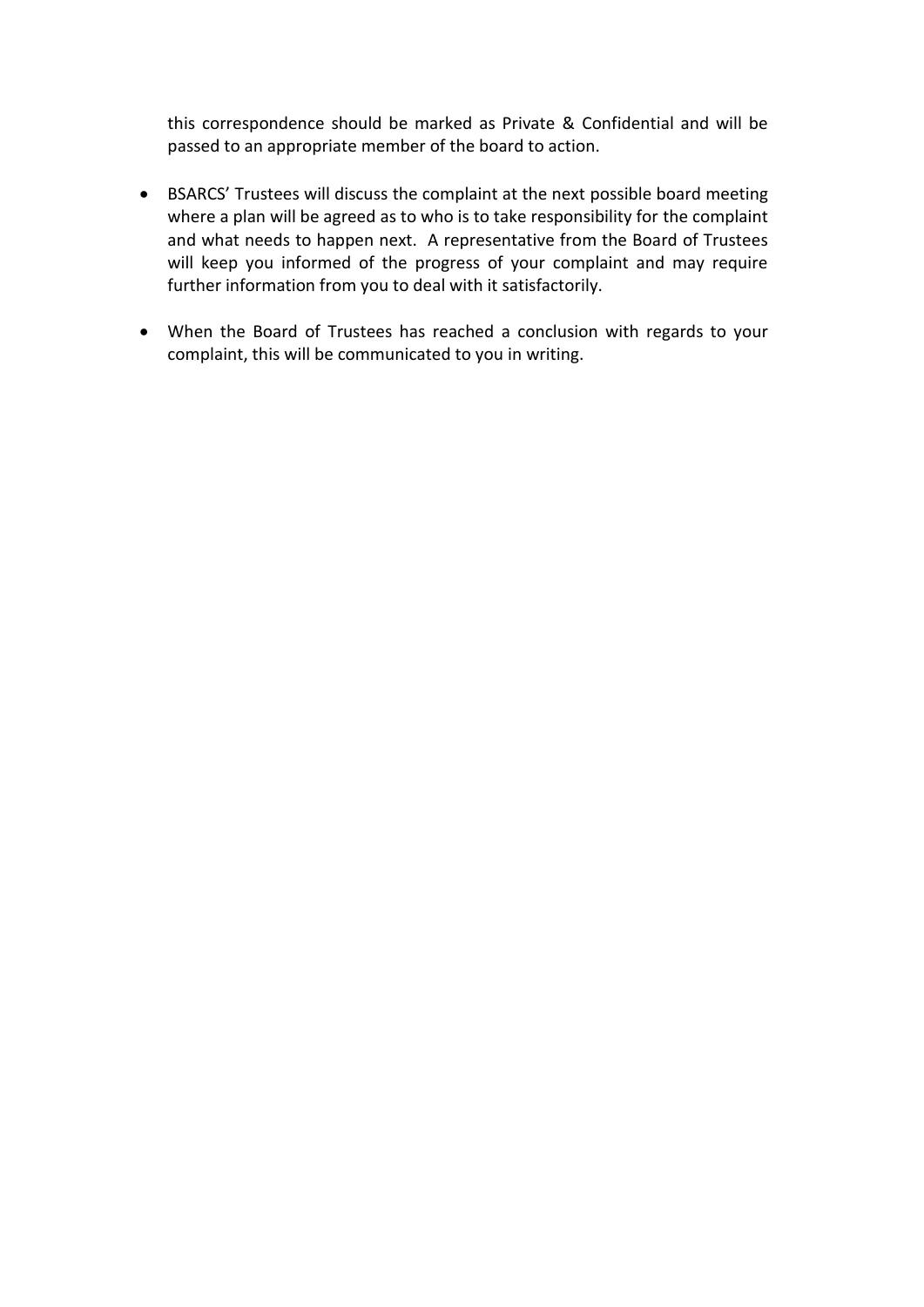this correspondence should be marked as Private & Confidential and will be passed to an appropriate member of the board to action.

- BSARCS' Trustees will discuss the complaint at the next possible board meeting where a plan will be agreed as to who is to take responsibility for the complaint and what needs to happen next. A representative from the Board of Trustees will keep you informed of the progress of your complaint and may require further information from you to deal with it satisfactorily.

- When the Board of Trustees has reached a conclusion with regards to your complaint, this will be communicated to you in writing.